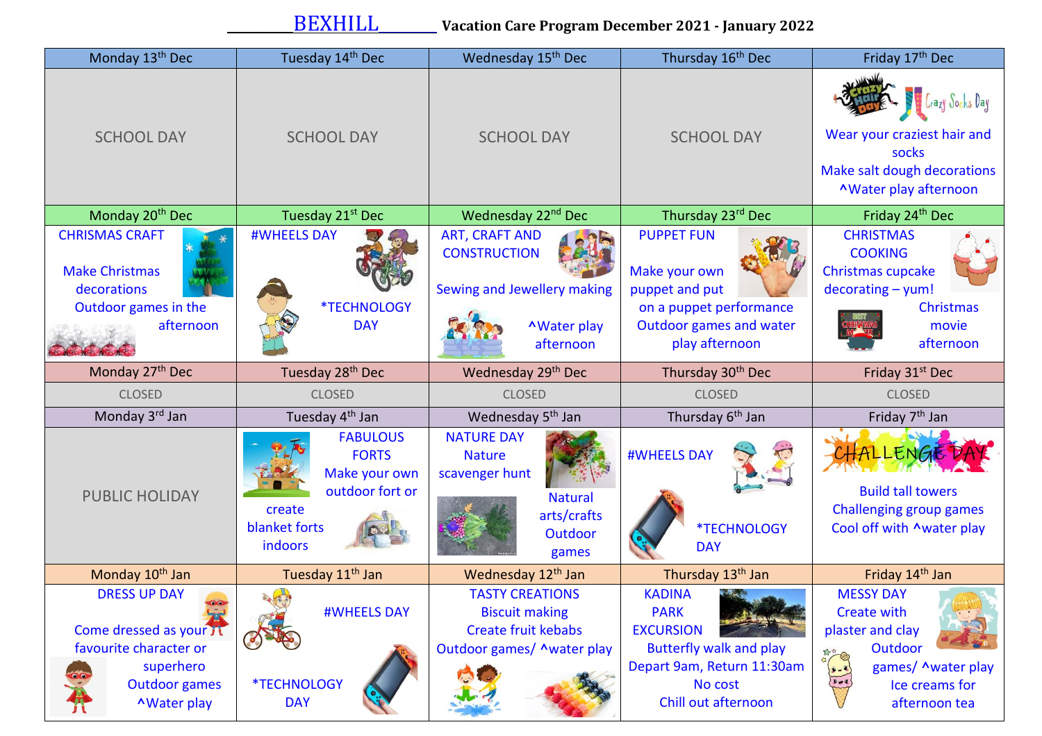# BEXHILL Vacation Care Program December 2021 - January 2022

| Monday 13th Dec | Tuesday 14th Dec | Wednesday 15th Dec | Thursday 16th Dec | Friday 17th Dec |
|---|---|---|---|---|
| SCHOOL DAY | SCHOOL DAY | SCHOOL DAY | SCHOOL DAY | Crazy Hair Day, Crazy Socks Day. Wear your craziest hair and socks. Make salt dough decorations. ^Water play afternoon |
| **Monday 20th Dec** | **Tuesday 21st Dec** | **Wednesday 22nd Dec** | **Thursday 23rd Dec** | **Friday 24th Dec** |
| CHRISMAS CRAFT. Make Christmas decorations. Outdoor games in the afternoon | #WHEELS DAY. *TECHNOLOGY DAY | ART, CRAFT AND CONSTRUCTION. Sewing and Jewellery making. ^Water play afternoon | PUPPET FUN. Make your own puppet and put on a puppet performance. Outdoor games and water play afternoon | CHRISTMAS COOKING. Christmas cupcake decorating – yum! Christmas movie afternoon |
| **Monday 27th Dec** | **Tuesday 28th Dec** | **Wednesday 29th Dec** | **Thursday 30th Dec** | **Friday 31st Dec** |
| CLOSED | CLOSED | CLOSED | CLOSED | CLOSED |
| **Monday 3rd Jan** | **Tuesday 4th Jan** | **Wednesday 5th Jan** | **Thursday 6th Jan** | **Friday 7th Jan** |
| PUBLIC HOLIDAY | FABULOUS FORTS. Make your own outdoor fort or create blanket forts indoors | NATURE DAY. Nature scavenger hunt. Natural arts/crafts. Outdoor games | #WHEELS DAY. *TECHNOLOGY DAY | CHALLENGE DAY. Build tall towers. Challenging group games. Cool off with ^water play |
| **Monday 10th Jan** | **Tuesday 11th Jan** | **Wednesday 12th Jan** | **Thursday 13th Jan** | **Friday 14th Jan** |
| DRESS UP DAY. Come dressed as your favourite character or superhero. Outdoor games. ^Water play | #WHEELS DAY. *TECHNOLOGY DAY | TASTY CREATIONS. Biscuit making. Create fruit kebabs. Outdoor games/ ^water play | KADINA PARK EXCURSION. Butterfly walk and play. Depart 9am, Return 11:30am. No cost. Chill out afternoon | MESSY DAY. Create with plaster and clay. Outdoor games/ ^water play. Ice creams for afternoon tea |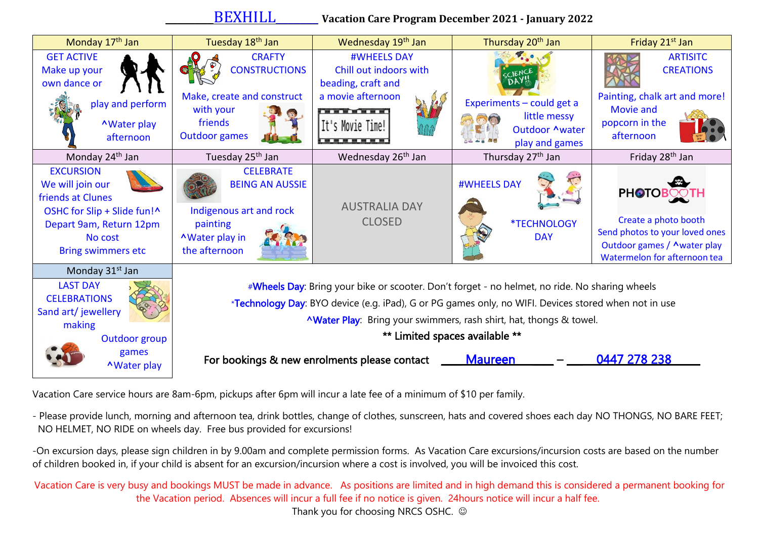# BEXHILL Vacation Care Program December 2021 - January 2022

| Monday 17th Jan | Tuesday 18th Jan | Wednesday 19th Jan | Thursday 20th Jan | Friday 21st Jan |
|---|---|---|---|---|
| GET ACTIVE Make up your own dance or play and perform ^Water play afternoon | CRAFTY CONSTRUCTIONS Make, create and construct with your friends Outdoor games | #WHEELS DAY Chill out indoors with beading, craft and a movie afternoon It's Movie Time! | SCIENCE DAY!! Experiments – could get a little messy Outdoor ^water play and games | ARTISITC CREATIONS Painting, chalk art and more! Movie and popcorn in the afternoon |
| **Monday 24th Jan** | **Tuesday 25th Jan** | **Wednesday 26th Jan** | **Thursday 27th Jan** | **Friday 28th Jan** |
| EXCURSION We will join our friends at Clunes OSHC for Slip + Slide fun!^ Depart 9am, Return 12pm No cost Bring swimmers etc | CELEBRATE BEING AN AUSSIE Indigenous art and rock painting ^Water play in the afternoon | AUSTRALIA DAY CLOSED | #WHEELS DAY *TECHNOLOGY DAY | PHOTOBOOTH Create a photo booth Send photos to your loved ones Outdoor games / ^water play Watermelon for afternoon tea |
| **Monday 31st Jan** | | | | |
| LAST DAY CELEBRATIONS Sand art/ jewellery making Outdoor group games ^Water play | | | | |

#Wheels Day: Bring your bike or scooter. Don't forget - no helmet, no ride. No sharing wheels

*Technology Day: BYO device (e.g. iPad), G or PG games only, no WIFI. Devices stored when not in use

^Water Play: Bring your swimmers, rash shirt, hat, thongs & towel.

**** Limited spaces available ****

For bookings & new enrolments please contact Maureen – 0447 278 238

Vacation Care service hours are 8am-6pm, pickups after 6pm will incur a late fee of a minimum of $10 per family.

- Please provide lunch, morning and afternoon tea, drink bottles, change of clothes, sunscreen, hats and covered shoes each day NO THONGS, NO BARE FEET; NO HELMET, NO RIDE on wheels day. Free bus provided for excursions!

-On excursion days, please sign children in by 9.00am and complete permission forms. As Vacation Care excursions/incursion costs are based on the number of children booked in, if your child is absent for an excursion/incursion where a cost is involved, you will be invoiced this cost.

Vacation Care is very busy and bookings MUST be made in advance. As positions are limited and in high demand this is considered a permanent booking for the Vacation period. Absences will incur a full fee if no notice is given. 24hours notice will incur a half fee.

Thank you for choosing NRCS OSHC. ☺